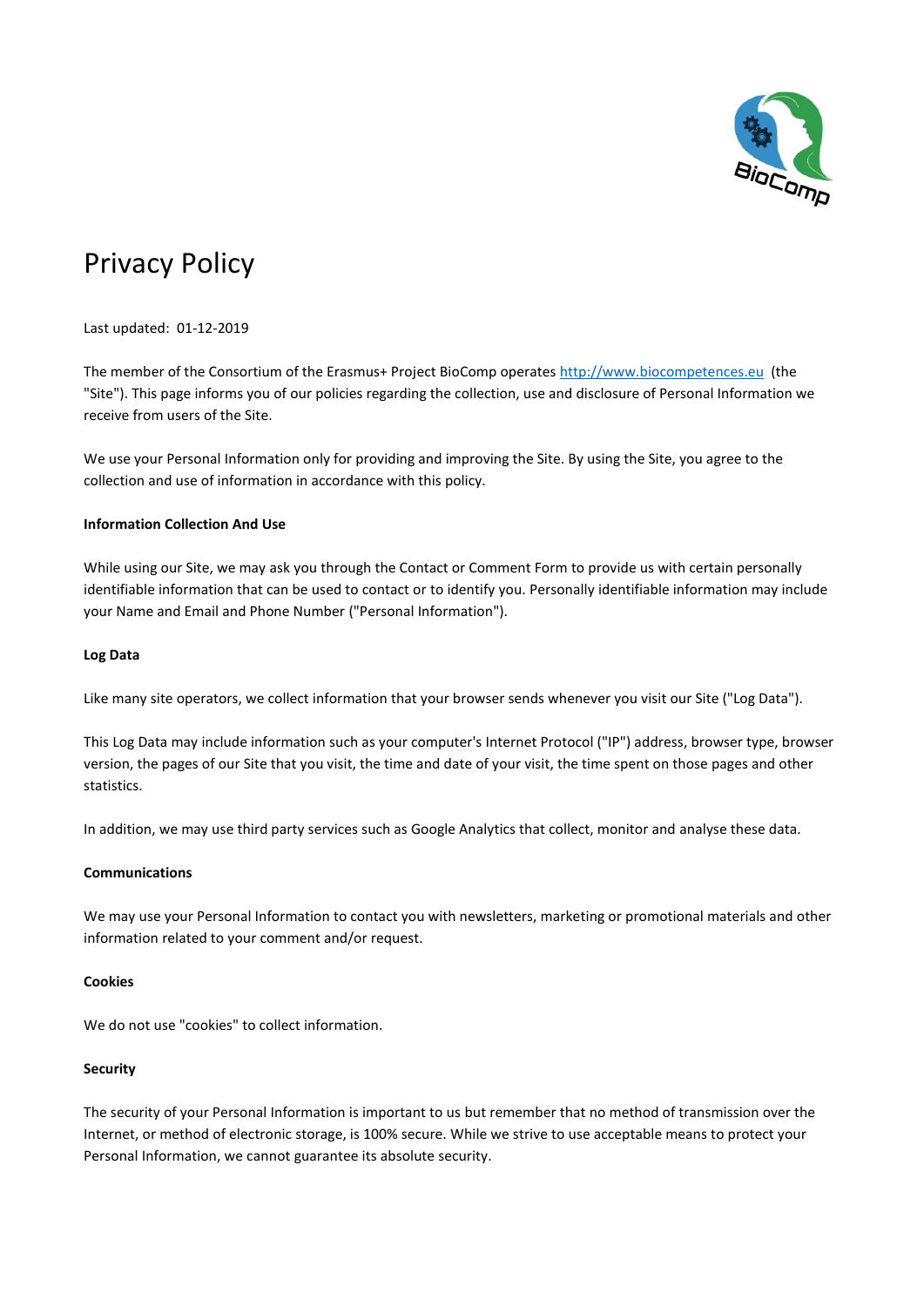# Privacy Policy

Last updated: 01-12-2019

The member of the Consortium of the Erasmus+ Project BioComp operates [http://www.biocompetences.eu](http://www.biocompetences.eu) (the "Site"). This page informs you of our policies regarding the collection, use and disclosure of Personal Information we receive from users of the Site.

We use your Personal Information only for providing and improving the Site. By using the Site, you agree to the collection and use of information in accordance with this policy.

**Information Collection And Use**

While using our Site, we may ask you through the Contact or Comment Form to provide us with certain personally identifiable information that can be used to contact or to identify you. Personally identifiable information may include your Name and Email and Phone Number ("Personal Information").

**Log Data**

Like many site operators, we collect information that your browser sends whenever you visit our Site ("Log Data").

This Log Data may include information such as your computer's Internet Protocol ("IP") address, browser type, browser version, the pages of our Site that you visit, the time and date of your visit, the time spent on those pages and other statistics.

In addition, we may use third party services such as Google Analytics that collect, monitor and analyse these data.

**Communications**

We may use your Personal Information to contact you with newsletters, marketing or promotional materials and other information related to your comment and/or request.

**Cookies**

We do not use "cookies" to collect information.

**Security**

The security of your Personal Information is important to us but remember that no method of transmission over the Internet, or method of electronic storage, is 100% secure. While we strive to use acceptable means to protect your Personal Information, we cannot guarantee its absolute security.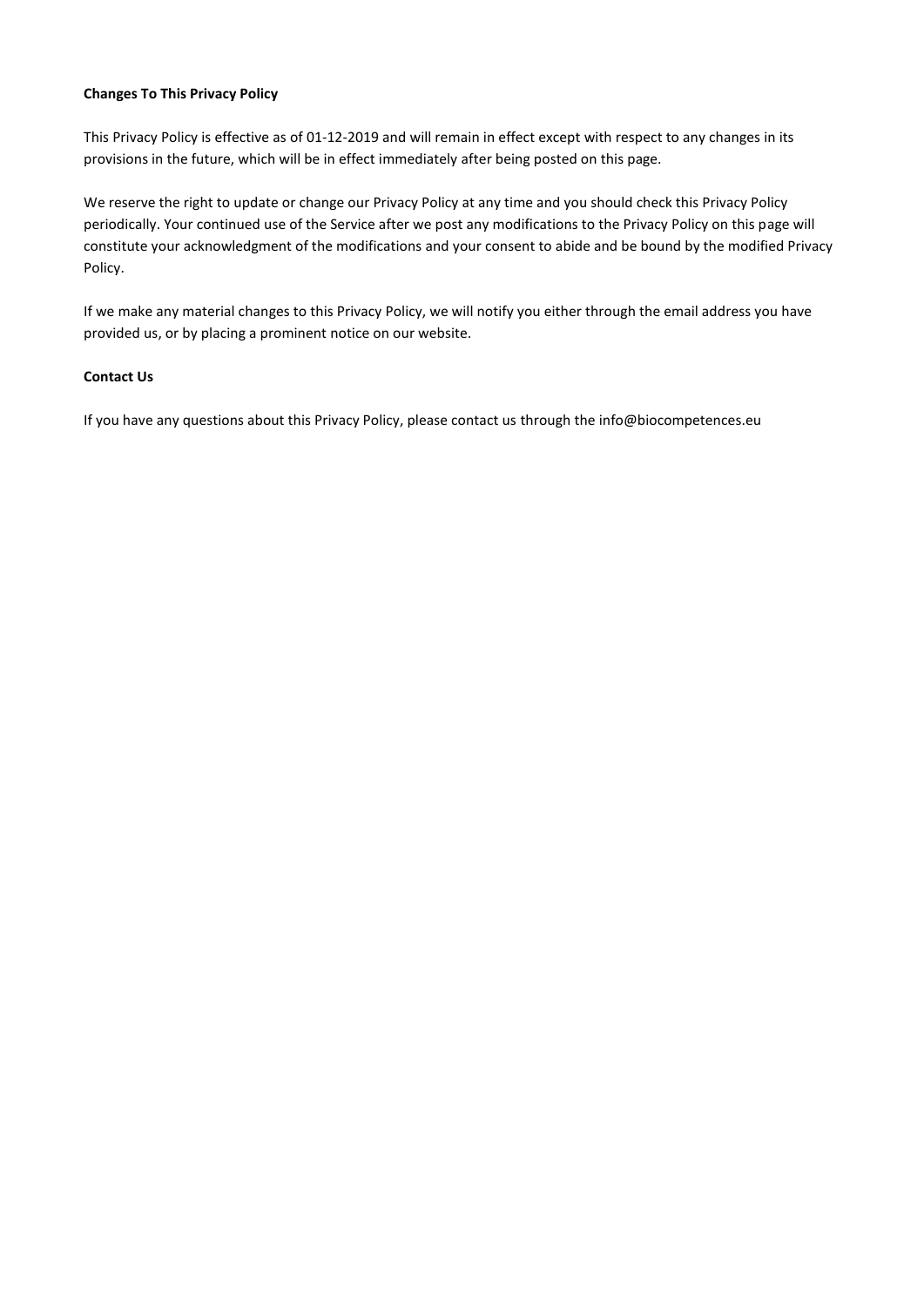**Changes To This Privacy Policy**

This Privacy Policy is effective as of 01-12-2019 and will remain in effect except with respect to any changes in its provisions in the future, which will be in effect immediately after being posted on this page.

We reserve the right to update or change our Privacy Policy at any time and you should check this Privacy Policy periodically. Your continued use of the Service after we post any modifications to the Privacy Policy on this page will constitute your acknowledgment of the modifications and your consent to abide and be bound by the modified Privacy Policy.

If we make any material changes to this Privacy Policy, we will notify you either through the email address you have provided us, or by placing a prominent notice on our website.

**Contact Us**

If you have any questions about this Privacy Policy, please contact us through the info@biocompetences.eu